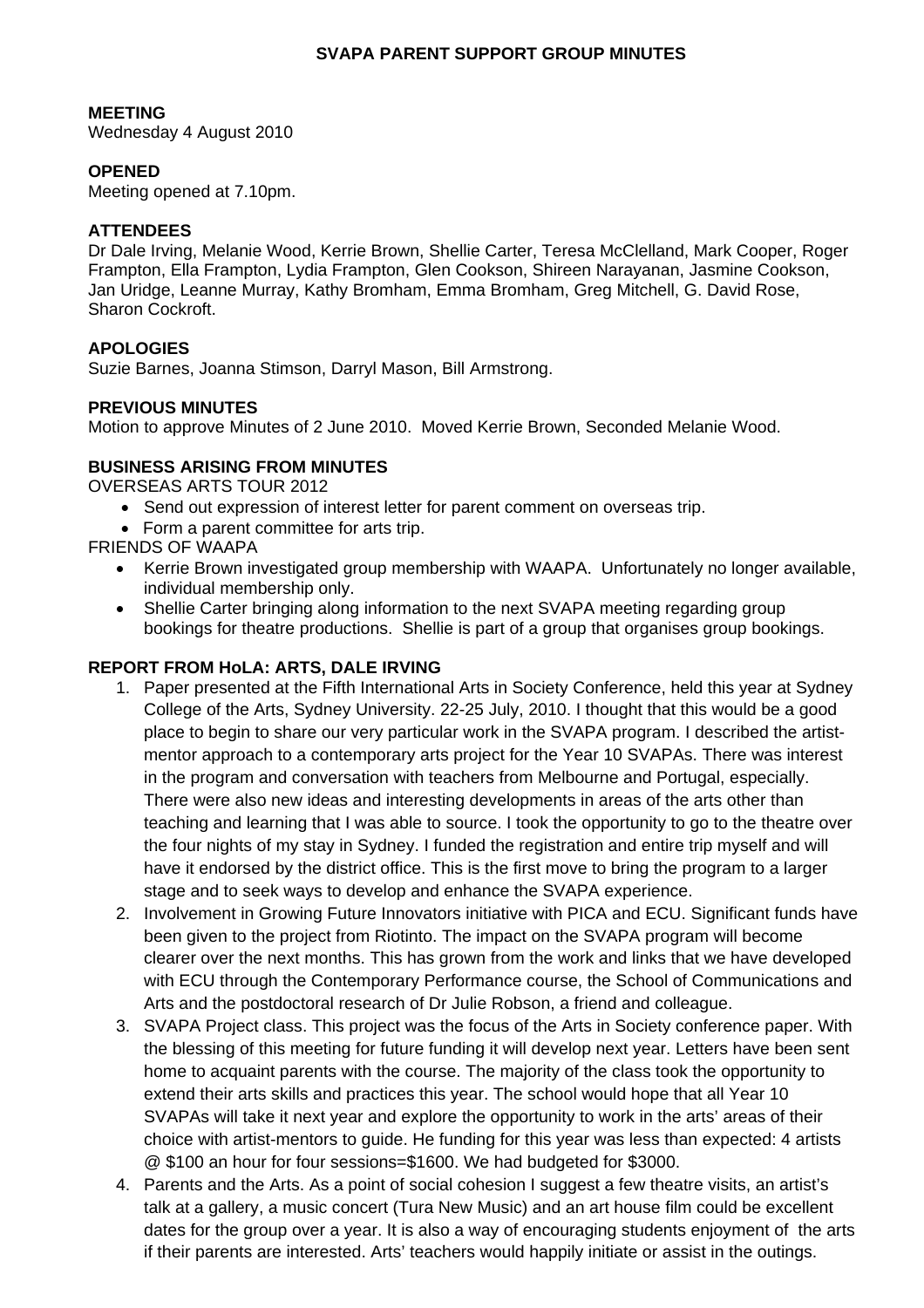# SVAPA PARENT SUPPORT GROUP MINUTES

**MEETING**
Wednesday 4 August 2010

**OPENED**
Meeting opened at 7.10pm.

**ATTENDEES**
Dr Dale Irving, Melanie Wood, Kerrie Brown, Shellie Carter, Teresa McClelland, Mark Cooper, Roger Frampton, Ella Frampton, Lydia Frampton, Glen Cookson, Shireen Narayanan, Jasmine Cookson, Jan Uridge, Leanne Murray, Kathy Bromham, Emma Bromham, Greg Mitchell, G. David Rose, Sharon Cockroft.

**APOLOGIES**
Suzie Barnes, Joanna Stimson, Darryl Mason, Bill Armstrong.

**PREVIOUS MINUTES**
Motion to approve Minutes of 2 June 2010. Moved Kerrie Brown, Seconded Melanie Wood.

**BUSINESS ARISING FROM MINUTES**

OVERSEAS ARTS TOUR 2012

- Send out expression of interest letter for parent comment on overseas trip.
- Form a parent committee for arts trip.

FRIENDS OF WAAPA

- Kerrie Brown investigated group membership with WAAPA. Unfortunately no longer available, individual membership only.
- Shellie Carter bringing along information to the next SVAPA meeting regarding group bookings for theatre productions. Shellie is part of a group that organises group bookings.

**REPORT FROM HoLA: ARTS, DALE IRVING**

1. Paper presented at the Fifth International Arts in Society Conference, held this year at Sydney College of the Arts, Sydney University. 22-25 July, 2010. I thought that this would be a good place to begin to share our very particular work in the SVAPA program. I described the artist-mentor approach to a contemporary arts project for the Year 10 SVAPAs. There was interest in the program and conversation with teachers from Melbourne and Portugal, especially. There were also new ideas and interesting developments in areas of the arts other than teaching and learning that I was able to source. I took the opportunity to go to the theatre over the four nights of my stay in Sydney. I funded the registration and entire trip myself and will have it endorsed by the district office. This is the first move to bring the program to a larger stage and to seek ways to develop and enhance the SVAPA experience.
2. Involvement in Growing Future Innovators initiative with PICA and ECU. Significant funds have been given to the project from Riotinto. The impact on the SVAPA program will become clearer over the next months. This has grown from the work and links that we have developed with ECU through the Contemporary Performance course, the School of Communications and Arts and the postdoctoral research of Dr Julie Robson, a friend and colleague.
3. SVAPA Project class. This project was the focus of the Arts in Society conference paper. With the blessing of this meeting for future funding it will develop next year. Letters have been sent home to acquaint parents with the course. The majority of the class took the opportunity to extend their arts skills and practices this year. The school would hope that all Year 10 SVAPAs will take it next year and explore the opportunity to work in the arts' areas of their choice with artist-mentors to guide. He funding for this year was less than expected: 4 artists @ \$100 an hour for four sessions=\$1600. We had budgeted for \$3000.
4. Parents and the Arts. As a point of social cohesion I suggest a few theatre visits, an artist's talk at a gallery, a music concert (Tura New Music) and an art house film could be excellent dates for the group over a year. It is also a way of encouraging students enjoyment of the arts if their parents are interested. Arts' teachers would happily initiate or assist in the outings.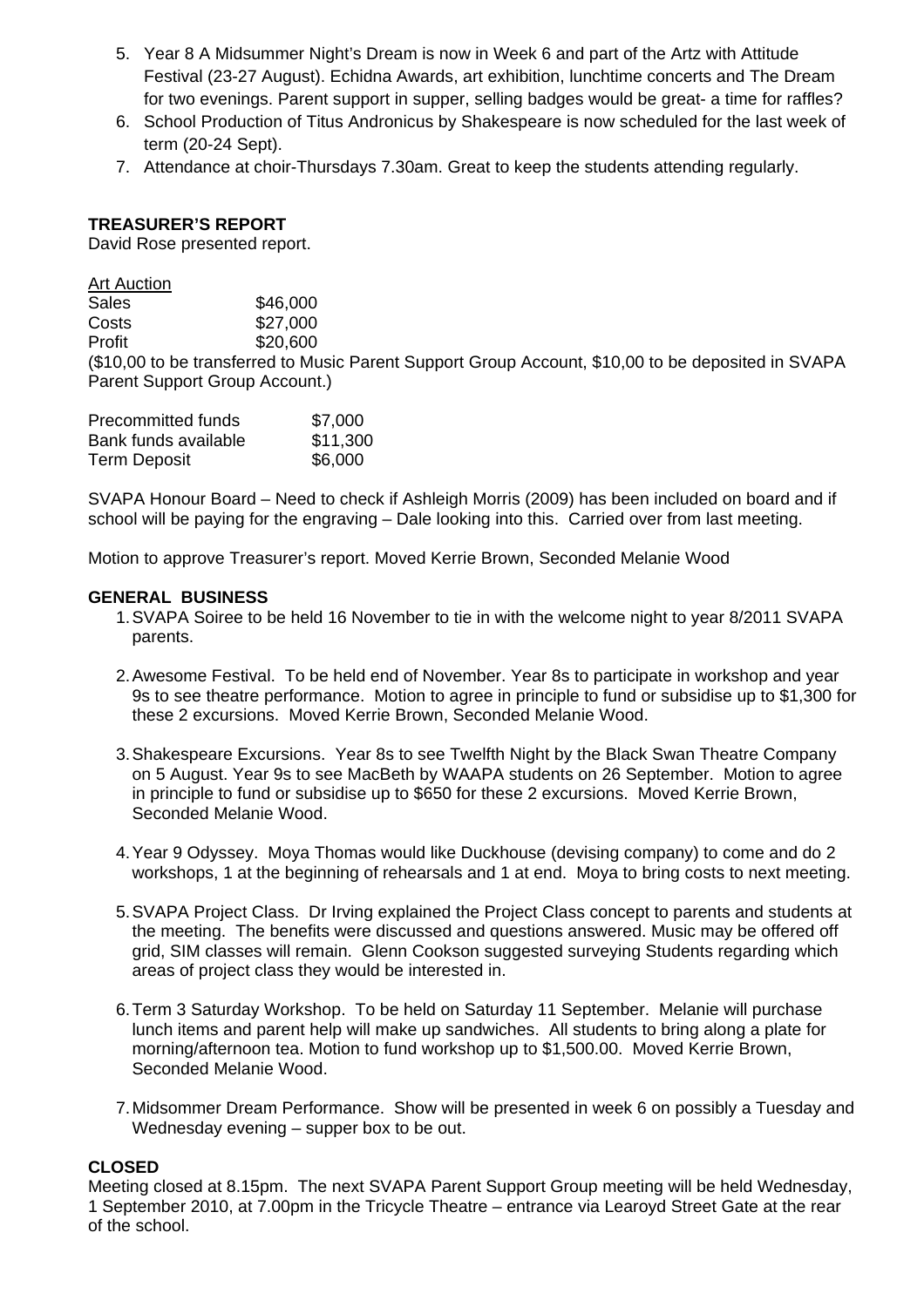5. Year 8 A Midsummer Night's Dream is now in Week 6 and part of the Artz with Attitude Festival (23-27 August). Echidna Awards, art exhibition, lunchtime concerts and The Dream for two evenings. Parent support in supper, selling badges would be great- a time for raffles?
6. School Production of Titus Andronicus by Shakespeare is now scheduled for the last week of term (20-24 Sept).
7. Attendance at choir-Thursdays 7.30am. Great to keep the students attending regularly.

**TREASURER'S REPORT**

David Rose presented report.

Art Auction

| | |
|---|---|
| Sales | $46,000 |
| Costs | $27,000 |
| Profit | $20,600 |

($10,00 to be transferred to Music Parent Support Group Account, $10,00 to be deposited in SVAPA Parent Support Group Account.)

| | |
|---|---|
| Precommitted funds | $7,000 |
| Bank funds available | $11,300 |
| Term Deposit | $6,000 |

SVAPA Honour Board – Need to check if Ashleigh Morris (2009) has been included on board and if school will be paying for the engraving – Dale looking into this. Carried over from last meeting.

Motion to approve Treasurer's report. Moved Kerrie Brown, Seconded Melanie Wood

**GENERAL BUSINESS**

1. SVAPA Soiree to be held 16 November to tie in with the welcome night to year 8/2011 SVAPA parents.

2. Awesome Festival. To be held end of November. Year 8s to participate in workshop and year 9s to see theatre performance. Motion to agree in principle to fund or subsidise up to $1,300 for these 2 excursions. Moved Kerrie Brown, Seconded Melanie Wood.

3. Shakespeare Excursions. Year 8s to see Twelfth Night by the Black Swan Theatre Company on 5 August. Year 9s to see MacBeth by WAAPA students on 26 September. Motion to agree in principle to fund or subsidise up to $650 for these 2 excursions. Moved Kerrie Brown, Seconded Melanie Wood.

4. Year 9 Odyssey. Moya Thomas would like Duckhouse (devising company) to come and do 2 workshops, 1 at the beginning of rehearsals and 1 at end. Moya to bring costs to next meeting.

5. SVAPA Project Class. Dr Irving explained the Project Class concept to parents and students at the meeting. The benefits were discussed and questions answered. Music may be offered off grid, SIM classes will remain. Glenn Cookson suggested surveying Students regarding which areas of project class they would be interested in.

6. Term 3 Saturday Workshop. To be held on Saturday 11 September. Melanie will purchase lunch items and parent help will make up sandwiches. All students to bring along a plate for morning/afternoon tea. Motion to fund workshop up to $1,500.00. Moved Kerrie Brown, Seconded Melanie Wood.

7. Midsommer Dream Performance. Show will be presented in week 6 on possibly a Tuesday and Wednesday evening – supper box to be out.

**CLOSED**

Meeting closed at 8.15pm. The next SVAPA Parent Support Group meeting will be held Wednesday, 1 September 2010, at 7.00pm in the Tricycle Theatre – entrance via Learoyd Street Gate at the rear of the school.